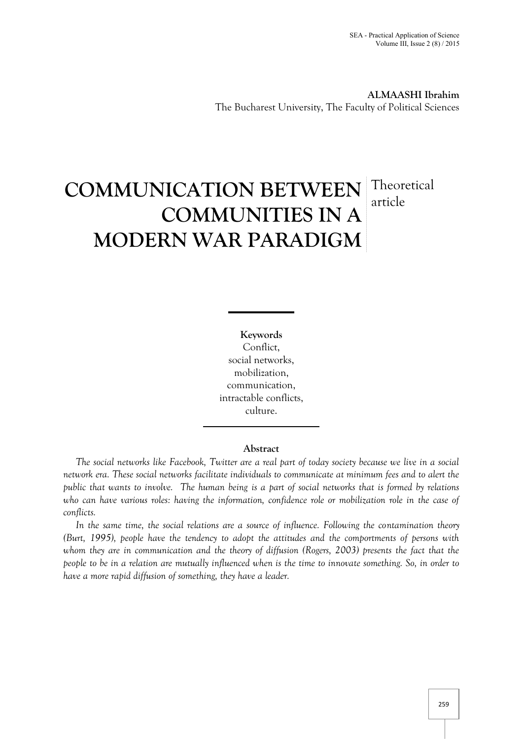**ALMAASHI Ibrahim**
The Bucharest University, The Faculty of Political Sciences

# COMMUNICATION BETWEEN COMMUNITIES IN A MODERN WAR PARADIGM

Theoretical article

**Keywords**
Conflict,
social networks,
mobilization,
communication,
intractable conflicts,
culture.

**Abstract**

*The social networks like Facebook, Twitter are a real part of today society because we live in a social network era. These social networks facilitate individuals to communicate at minimum fees and to alert the public that wants to involve. The human being is a part of social networks that is formed by relations who can have various roles: having the information, confidence role or mobilization role in the case of conflicts.*

*In the same time, the social relations are a source of influence. Following the contamination theory (Burt, 1995), people have the tendency to adopt the attitudes and the comportments of persons with whom they are in communication and the theory of diffusion (Rogers, 2003) presents the fact that the people to be in a relation are mutually influenced when is the time to innovate something. So, in order to have a more rapid diffusion of something, they have a leader.*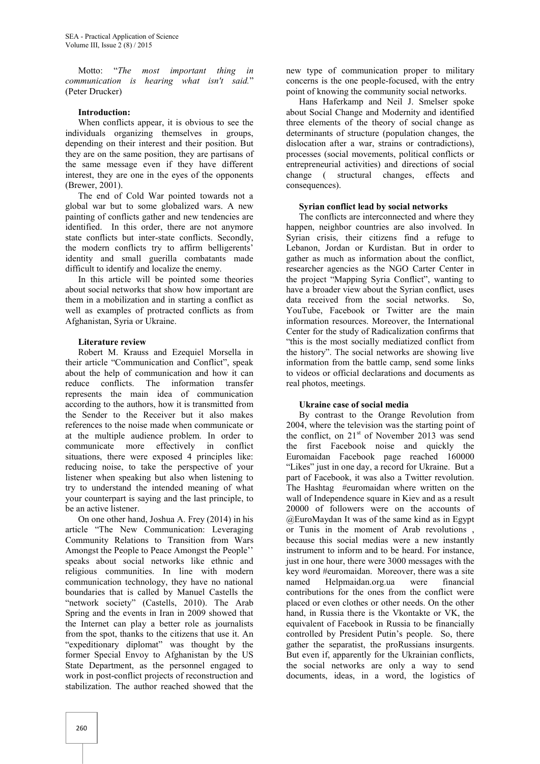Motto: "*The most important thing in communication is hearing what isn't said.*" (Peter Drucker)

**Introduction:**

When conflicts appear, it is obvious to see the individuals organizing themselves in groups, depending on their interest and their position. But they are on the same position, they are partisans of the same message even if they have different interest, they are one in the eyes of the opponents (Brewer, 2001).

The end of Cold War pointed towards not a global war but to some globalized wars. A new painting of conflicts gather and new tendencies are identified. In this order, there are not anymore state conflicts but inter-state conflicts. Secondly, the modern conflicts try to affirm belligerents' identity and small guerilla combatants made difficult to identify and localize the enemy.

In this article will be pointed some theories about social networks that show how important are them in a mobilization and in starting a conflict as well as examples of protracted conflicts as from Afghanistan, Syria or Ukraine.

**Literature review**

Robert M. Krauss and Ezequiel Morsella in their article "Communication and Conflict", speak about the help of communication and how it can reduce conflicts. The information transfer represents the main idea of communication according to the authors, how it is transmitted from the Sender to the Receiver but it also makes references to the noise made when communicate or at the multiple audience problem. In order to communicate more effectively in conflict situations, there were exposed 4 principles like: reducing noise, to take the perspective of your listener when speaking but also when listening to try to understand the intended meaning of what your counterpart is saying and the last principle, to be an active listener.

On one other hand, Joshua A. Frey (2014) in his article "The New Communication: Leveraging Community Relations to Transition from Wars Amongst the People to Peace Amongst the People'' speaks about social networks like ethnic and religious communities. In line with modern communication technology, they have no national boundaries that is called by Manuel Castells the "network society" (Castells, 2010). The Arab Spring and the events in Iran in 2009 showed that the Internet can play a better role as journalists from the spot, thanks to the citizens that use it. An "expeditionary diplomat" was thought by the former Special Envoy to Afghanistan by the US State Department, as the personnel engaged to work in post-conflict projects of reconstruction and stabilization. The author reached showed that the new type of communication proper to military concerns is the one people-focused, with the entry point of knowing the community social networks.

Hans Haferkamp and Neil J. Smelser spoke about Social Change and Modernity and identified three elements of the theory of social change as determinants of structure (population changes, the dislocation after a war, strains or contradictions), processes (social movements, political conflicts or entrepreneurial activities) and directions of social change ( structural changes, effects and consequences).

**Syrian conflict lead by social networks**

The conflicts are interconnected and where they happen, neighbor countries are also involved. In Syrian crisis, their citizens find a refuge to Lebanon, Jordan or Kurdistan. But in order to gather as much as information about the conflict, researcher agencies as the NGO Carter Center in the project "Mapping Syria Conflict", wanting to have a broader view about the Syrian conflict, uses data received from the social networks. So, YouTube, Facebook or Twitter are the main information resources. Moreover, the International Center for the study of Radicalization confirms that "this is the most socially mediatized conflict from the history". The social networks are showing live information from the battle camp, send some links to videos or official declarations and documents as real photos, meetings.

**Ukraine case of social media**

By contrast to the Orange Revolution from 2004, where the television was the starting point of the conflict, on 21st of November 2013 was send the first Facebook noise and quickly the Euromaidan Facebook page reached 160000 "Likes" just in one day, a record for Ukraine. But a part of Facebook, it was also a Twitter revolution. The Hashtag #euromaidan where written on the wall of Independence square in Kiev and as a result 20000 of followers were on the accounts of @EuroMaydan It was of the same kind as in Egypt or Tunis in the moment of Arab revolutions , because this social medias were a new instantly instrument to inform and to be heard. For instance, just in one hour, there were 3000 messages with the key word #euromaidan. Moreover, there was a site named Helpmaidan.org.ua were financial contributions for the ones from the conflict were placed or even clothes or other needs. On the other hand, in Russia there is the Vkontakte or VK, the equivalent of Facebook in Russia to be financially controlled by President Putin's people. So, there gather the separatist, the proRussians insurgents. But even if, apparently for the Ukrainian conflicts, the social networks are only a way to send documents, ideas, in a word, the logistics of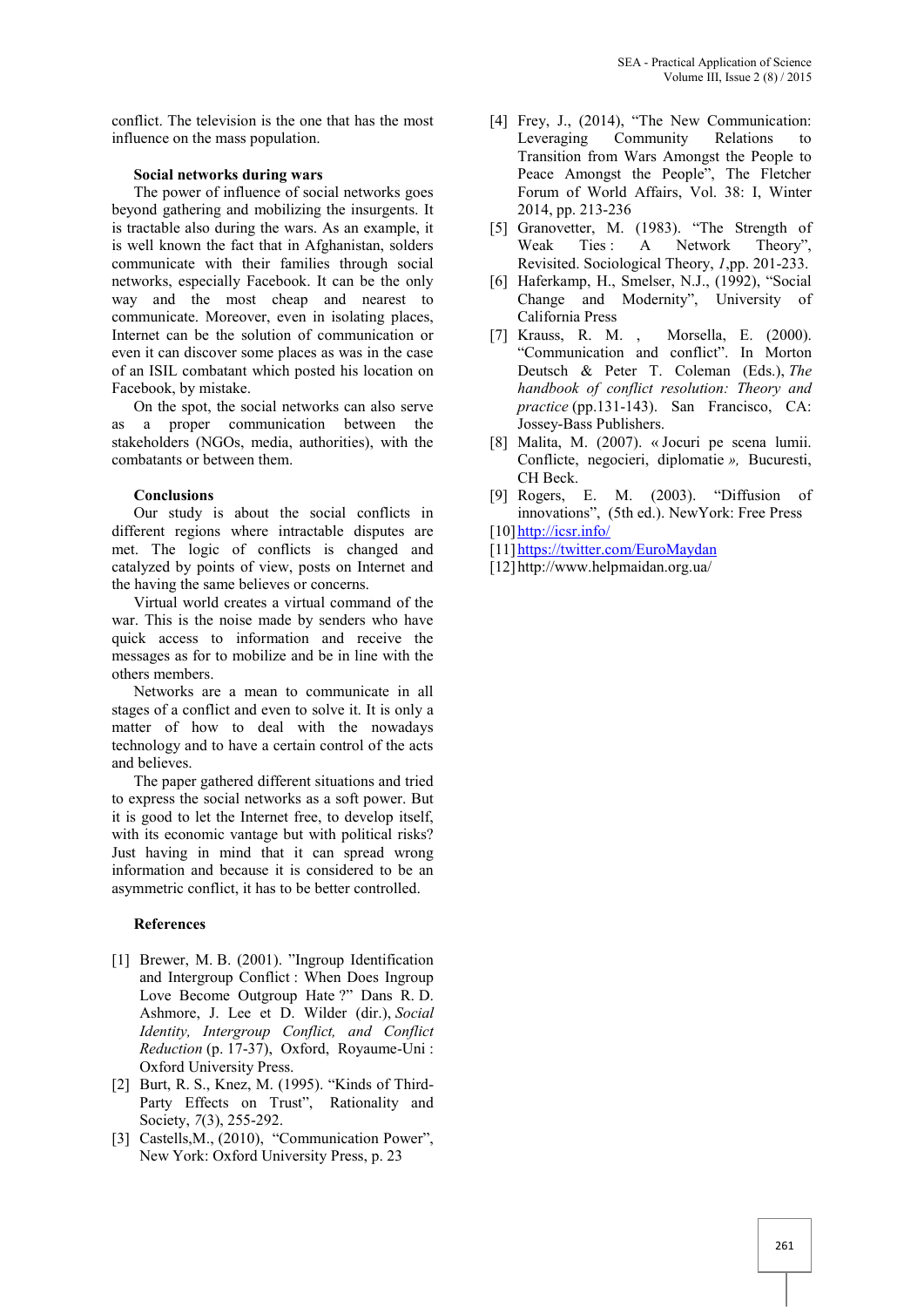conflict. The television is the one that has the most influence on the mass population.

**Social networks during wars**

The power of influence of social networks goes beyond gathering and mobilizing the insurgents. It is tractable also during the wars. As an example, it is well known the fact that in Afghanistan, solders communicate with their families through social networks, especially Facebook. It can be the only way and the most cheap and nearest to communicate. Moreover, even in isolating places, Internet can be the solution of communication or even it can discover some places as was in the case of an ISIL combatant which posted his location on Facebook, by mistake.

On the spot, the social networks can also serve as a proper communication between the stakeholders (NGOs, media, authorities), with the combatants or between them.

**Conclusions**

Our study is about the social conflicts in different regions where intractable disputes are met. The logic of conflicts is changed and catalyzed by points of view, posts on Internet and the having the same believes or concerns.

Virtual world creates a virtual command of the war. This is the noise made by senders who have quick access to information and receive the messages as for to mobilize and be in line with the others members.

Networks are a mean to communicate in all stages of a conflict and even to solve it. It is only a matter of how to deal with the nowadays technology and to have a certain control of the acts and believes.

The paper gathered different situations and tried to express the social networks as a soft power. But it is good to let the Internet free, to develop itself, with its economic vantage but with political risks? Just having in mind that it can spread wrong information and because it is considered to be an asymmetric conflict, it has to be better controlled.

**References**

[1] Brewer, M. B. (2001). "Ingroup Identification and Intergroup Conflict : When Does Ingroup Love Become Outgroup Hate ?" Dans R. D. Ashmore, J. Lee et D. Wilder (dir.), *Social Identity, Intergroup Conflict, and Conflict Reduction* (p. 17-37), Oxford, Royaume-Uni : Oxford University Press.

[2] Burt, R. S., Knez, M. (1995). "Kinds of Third-Party Effects on Trust", Rationality and Society, *7*(3), 255-292.

[3] Castells,M., (2010), "Communication Power", New York: Oxford University Press, p. 23

[4] Frey, J., (2014), "The New Communication: Leveraging Community Relations to Transition from Wars Amongst the People to Peace Amongst the People", The Fletcher Forum of World Affairs, Vol. 38: I, Winter 2014, pp. 213-236

[5] Granovetter, M. (1983). "The Strength of Weak Ties : A Network Theory", Revisited. Sociological Theory, *1*,pp. 201-233.

[6] Haferkamp, H., Smelser, N.J., (1992), "Social Change and Modernity", University of California Press

[7] Krauss, R. M. , Morsella, E. (2000). "Communication and conflict". In Morton Deutsch & Peter T. Coleman (Eds.), *The handbook of conflict resolution: Theory and practice* (pp.131-143). San Francisco, CA: Jossey-Bass Publishers.

[8] Malita, M. (2007). « Jocuri pe scena lumii. Conflicte, negocieri, diplomatie », Bucuresti, CH Beck.

[9] Rogers, E. M. (2003). "Diffusion of innovations", (5th ed.). NewYork: Free Press

[10] http://icsr.info/

[11] https://twitter.com/EuroMaydan

[12] http://www.helpmaidan.org.ua/